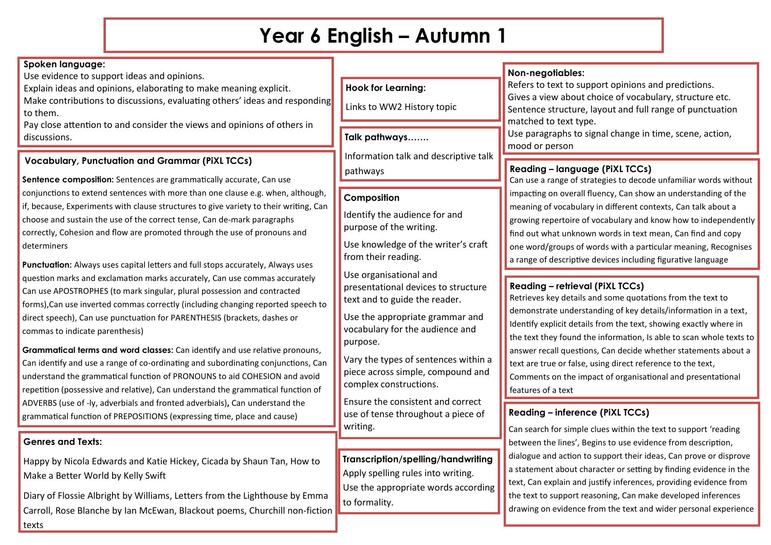# Year 6 English – Autumn 1

## Spoken language:

Use evidence to support ideas and opinions.
Explain ideas and opinions, elaborating to make meaning explicit.
Make contributions to discussions, evaluating others' ideas and responding to them.
Pay close attention to and consider the views and opinions of others in discussions.

## Vocabulary, Punctuation and Grammar (PiXL TCCs)

**Sentence composition:** Sentences are grammatically accurate, Can use conjunctions to extend sentences with more than one clause e.g. when, although, if, because, Experiments with clause structures to give variety to their writing, Can choose and sustain the use of the correct tense, Can de-mark paragraphs correctly, Cohesion and flow are promoted through the use of pronouns and determiners

**Punctuation:** Always uses capital letters and full stops accurately, Always uses question marks and exclamation marks accurately, Can use commas accurately Can use APOSTROPHES (to mark singular, plural possession and contracted forms),Can use inverted commas correctly (including changing reported speech to direct speech), Can use punctuation for PARENTHESIS (brackets, dashes or commas to indicate parenthesis)

**Grammatical terms and word classes:** Can identify and use relative pronouns, Can identify and use a range of co-ordinating and subordinating conjunctions, Can understand the grammatical function of PRONOUNS to aid COHESION and avoid repetition (possessive and relative), Can understand the grammatical function of ADVERBS (use of -ly, adverbials and fronted adverbials)**,** Can understand the grammatical function of PREPOSITIONS (expressing time, place and cause)

## Genres and Texts:

Happy by Nicola Edwards and Katie Hickey, Cicada by Shaun Tan, How to Make a Better World by Kelly Swift

Diary of Flossie Albright by Williams, Letters from the Lighthouse by Emma Carroll, Rose Blanche by Ian McEwan, Blackout poems, Churchill non-fiction texts

## Hook for Learning:

Links to WW2 History topic

## Talk pathways…….

Information talk and descriptive talk pathways

## Composition

Identify the audience for and purpose of the writing.

Use knowledge of the writer's craft from their reading.

Use organisational and presentational devices to structure text and to guide the reader.

Use the appropriate grammar and vocabulary for the audience and purpose.

Vary the types of sentences within a piece across simple, compound and complex constructions.

Ensure the consistent and correct use of tense throughout a piece of writing.

## Transcription/spelling/handwriting

Apply spelling rules into writing.
Use the appropriate words according to formality.

## Non-negotiables:

Refers to text to support opinions and predictions.
Gives a view about choice of vocabulary, structure etc.
Sentence structure, layout and full range of punctuation matched to text type.
Use paragraphs to signal change in time, scene, action, mood or person

## Reading – language (PiXL TCCs)

Can use a range of strategies to decode unfamiliar words without impacting on overall fluency, Can show an understanding of the meaning of vocabulary in different contexts, Can talk about a growing repertoire of vocabulary and know how to independently find out what unknown words in text mean, Can find and copy one word/groups of words with a particular meaning, Recognises a range of descriptive devices including figurative language

## Reading – retrieval (PiXL TCCs)

Retrieves key details and some quotations from the text to demonstrate understanding of key details/information in a text, Identify explicit details from the text, showing exactly where in the text they found the information, Is able to scan whole texts to answer recall questions, Can decide whether statements about a text are true or false, using direct reference to the text, Comments on the impact of organisational and presentational features of a text

## Reading – inference (PiXL TCCs)

Can search for simple clues within the text to support 'reading between the lines', Begins to use evidence from description, dialogue and action to support their ideas, Can prove or disprove a statement about character or setting by finding evidence in the text, Can explain and justify inferences, providing evidence from the text to support reasoning, Can make developed inferences drawing on evidence from the text and wider personal experience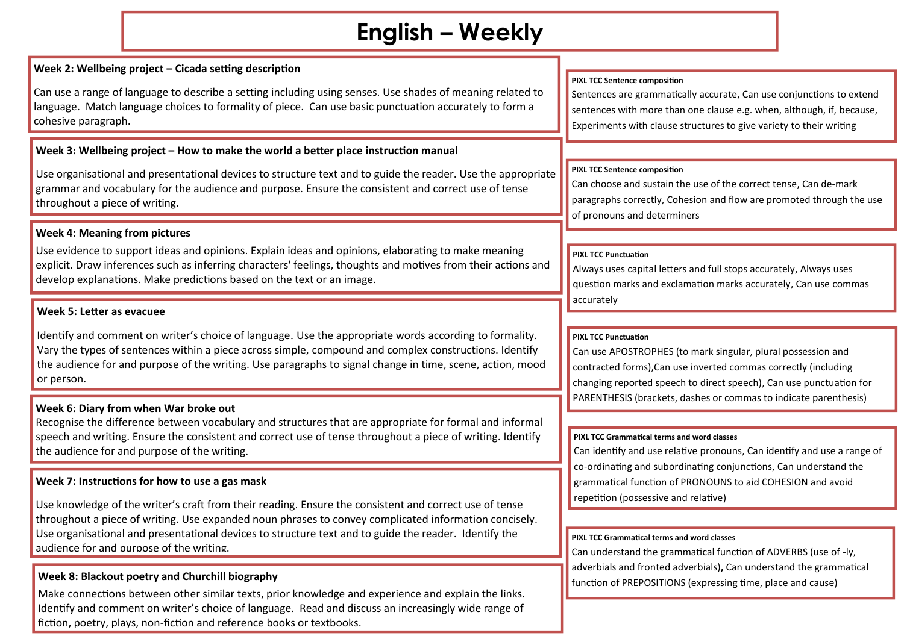# English – Weekly

**Week 2: Wellbeing project – Cicada setting description**

Can use a range of language to describe a setting including using senses. Use shades of meaning related to language. Match language choices to formality of piece. Can use basic punctuation accurately to form a cohesive paragraph.

**Week 3: Wellbeing project – How to make the world a better place instruction manual**

Use organisational and presentational devices to structure text and to guide the reader. Use the appropriate grammar and vocabulary for the audience and purpose. Ensure the consistent and correct use of tense throughout a piece of writing.

**Week 4: Meaning from pictures**

Use evidence to support ideas and opinions. Explain ideas and opinions, elaborating to make meaning explicit. Draw inferences such as inferring characters' feelings, thoughts and motives from their actions and develop explanations. Make predictions based on the text or an image.

**Week 5: Letter as evacuee**

Identify and comment on writer's choice of language. Use the appropriate words according to formality. Vary the types of sentences within a piece across simple, compound and complex constructions. Identify the audience for and purpose of the writing. Use paragraphs to signal change in time, scene, action, mood or person.

**Week 6: Diary from when War broke out**

Recognise the difference between vocabulary and structures that are appropriate for formal and informal speech and writing. Ensure the consistent and correct use of tense throughout a piece of writing. Identify the audience for and purpose of the writing.

**Week 7: Instructions for how to use a gas mask**

Use knowledge of the writer's craft from their reading. Ensure the consistent and correct use of tense throughout a piece of writing. Use expanded noun phrases to convey complicated information concisely. Use organisational and presentational devices to structure text and to guide the reader. Identify the audience for and purpose of the writing.

**Week 8: Blackout poetry and Churchill biography**

Make connections between other similar texts, prior knowledge and experience and explain the links. Identify and comment on writer's choice of language. Read and discuss an increasingly wide range of fiction, poetry, plays, non-fiction and reference books or textbooks.

**PIXL TCC Sentence composition**

Sentences are grammatically accurate, Can use conjunctions to extend sentences with more than one clause e.g. when, although, if, because, Experiments with clause structures to give variety to their writing

**PIXL TCC Sentence composition**

Can choose and sustain the use of the correct tense, Can de-mark paragraphs correctly, Cohesion and flow are promoted through the use of pronouns and determiners

**PIXL TCC Punctuation**

Always uses capital letters and full stops accurately, Always uses question marks and exclamation marks accurately, Can use commas accurately

**PIXL TCC Punctuation**

Can use APOSTROPHES (to mark singular, plural possession and contracted forms),Can use inverted commas correctly (including changing reported speech to direct speech), Can use punctuation for PARENTHESIS (brackets, dashes or commas to indicate parenthesis)

**PIXL TCC Grammatical terms and word classes**

Can identify and use relative pronouns, Can identify and use a range of co-ordinating and subordinating conjunctions, Can understand the grammatical function of PRONOUNS to aid COHESION and avoid repetition (possessive and relative)

**PIXL TCC Grammatical terms and word classes**

Can understand the grammatical function of ADVERBS (use of -ly, adverbials and fronted adverbials)**,** Can understand the grammatical function of PREPOSITIONS (expressing time, place and cause)